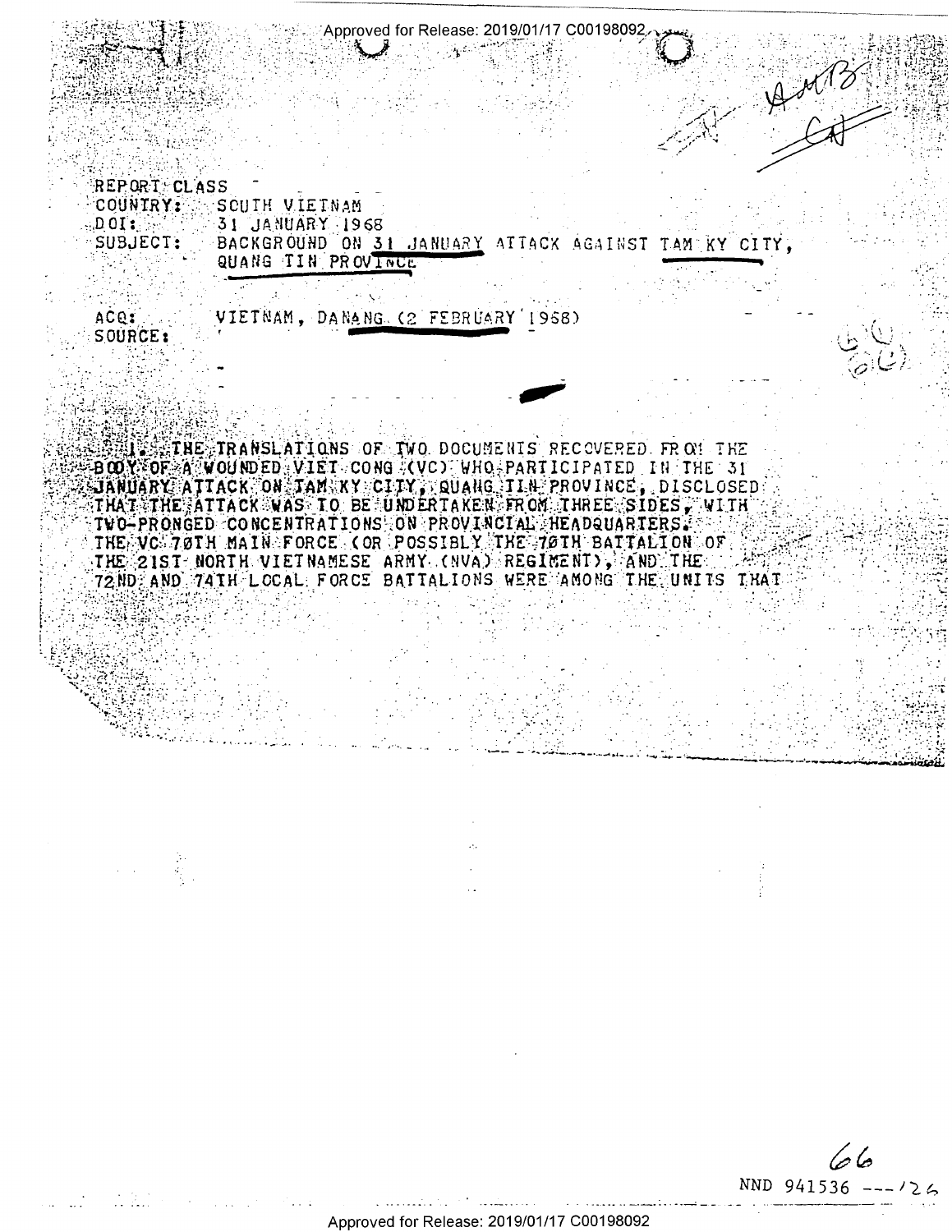REPORT CLASS

COUNTRY: SOUTH VIETNAM

DOI: 31 JANUARY 1968

SUBJECT: BACKGROUND ON 31 JANUARY ATTACK AGAINST TAM KY CITY, QUANG TIN PROVINCE

ACQ: VIETNAM, DANANG (2 FEBRUARY 1968)

SOURCE:

1. THE TRANSLATIONS OF TWO DOCUMENTS RECOVERED FROM THE BODY OF A WOUNDED VIET CONG (VC) WHO PARTICIPATED IN THE 31 JANUARY ATTACK ON TAM KY CITY, QUANG TIN PROVINCE, DISCLOSED THAT THE ATTACK WAS TO BE UNDERTAKEN FROM THREE SIDES, WITH TWO-PRONGED CONCENTRATIONS ON PROVINCIAL HEADQUARTERS. THE VC 70TH MAIN FORCE (OR POSSIBLY THE 70TH BATTALION OF THE 21ST NORTH VIETNAMESE ARMY (NVA) REGIMENT), AND THE 72ND AND 74TH LOCAL FORCE BATTALIONS WERE AMONG THE UNITS THAT

NND 941536 ---126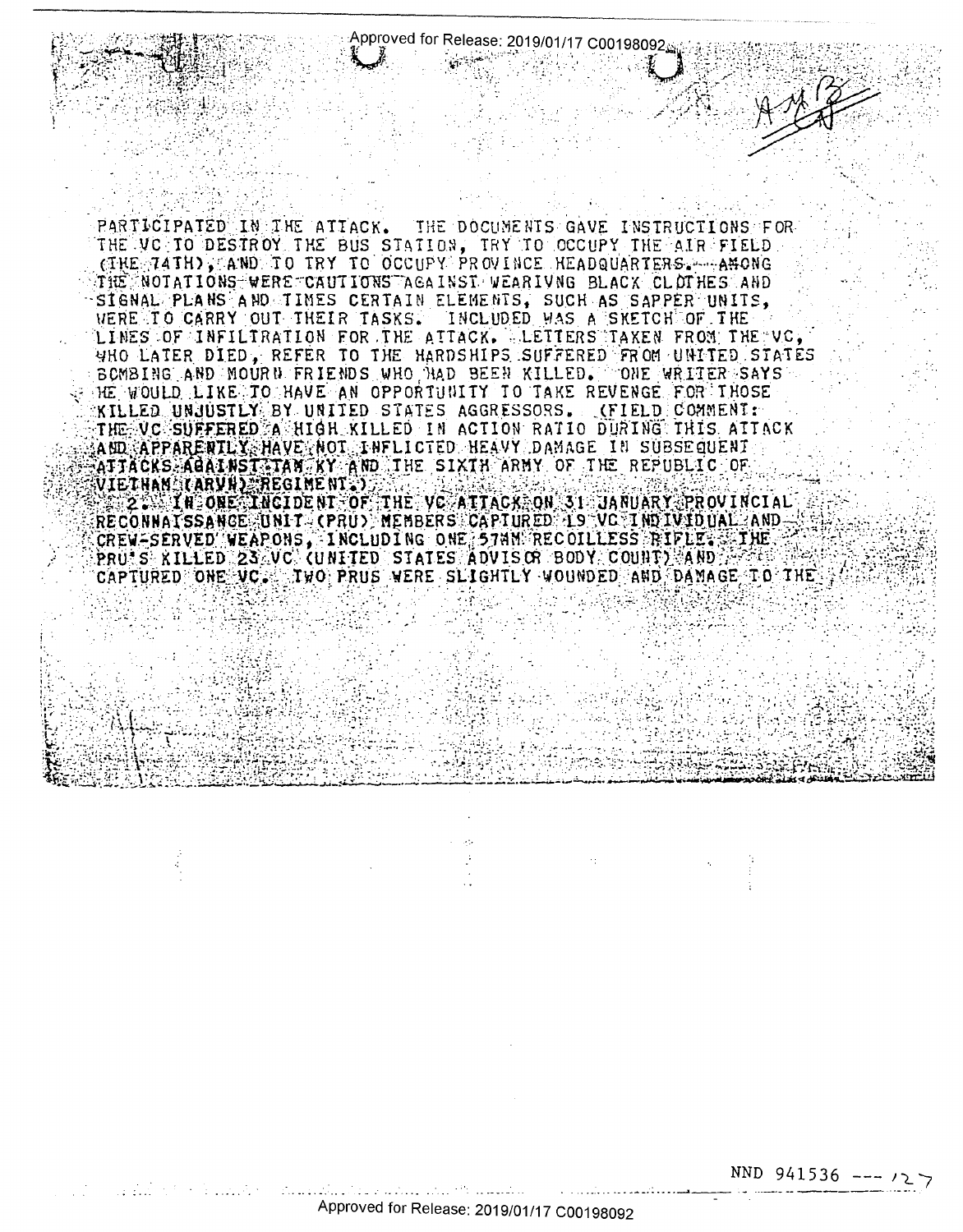PARTICIPATED IN THE ATTACK. THE DOCUMENTS GAVE INSTRUCTIONS FOR THE VC TO DESTROY THE BUS STATION, TRY TO OCCUPY THE AIR FIELD (THE 74TH), AND TO TRY TO OCCUPY PROVINCE HEADQUARTERS. AMONG THE NOTATIONS WERE CAUTIONS AGAINST WEARIVNG BLACK CLOTHES AND SIGNAL PLANS AND TIMES CERTAIN ELEMENTS, SUCH AS SAPPER UNITS, WERE TO CARRY OUT THEIR TASKS. INCLUDED WAS A SKETCH OF THE LINES OF INFILTRATION FOR THE ATTACK. LETTERS TAKEN FROM THE VC, WHO LATER DIED, REFER TO THE HARDSHIPS SUFFERED FROM UNITED STATES BOMBING AND MOURN FRIENDS WHO HAD BEEN KILLED. ONE WRITER SAYS HE WOULD LIKE TO HAVE AN OPPORTUNITY TO TAKE REVENGE FOR THOSE KILLED UNJUSTLY BY UNITED STATES AGGRESSORS. (FIELD COMMENT: THE VC SUFFERED A HIGH KILLED IN ACTION RATIO DURING THIS ATTACK AND APPARENTLY HAVE NOT INFLICTED HEAVY DAMAGE IN SUBSEQUENT ATTACKS AGAINST TAM KY AND THE SIXTH ARMY OF THE REPUBLIC OF VIETNAM (ARVN) REGIMENT.)

2. IN ONE INCIDENT OF THE VC ATTACK ON 31 JANUARY PROVINCIAL RECONNAISSANCE UNIT (PRU) MEMBERS CAPTURED 19 VC INDIVIDUAL AND CREW-SERVED WEAPONS, INCLUDING ONE 57MM RECOILLESS RIFLE. THE PRU'S KILLED 23 VC (UNITED STATES ADVISOR BODY COUNT) AND CAPTURED ONE VC. TWO PRUS WERE SLIGHTLY WOUNDED AND DAMAGE TO THE

NND 941536 --- 127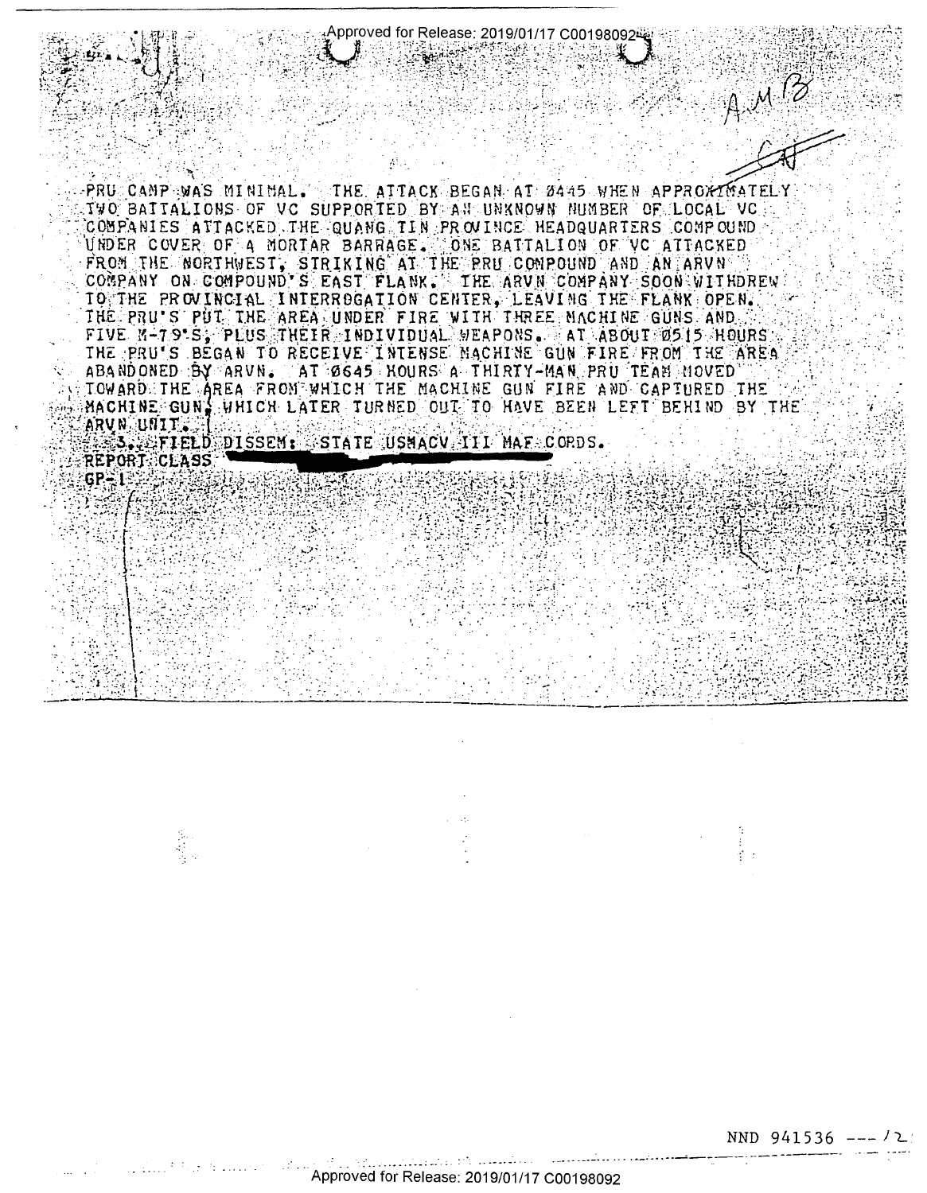PRU CAMP WAS MINIMAL. THE ATTACK BEGAN AT 0445 WHEN APPROXIMATELY TWO BATTALIONS OF VC SUPPORTED BY AN UNKNOWN NUMBER OF LOCAL VC COMPANIES ATTACKED THE QUANG TIN PROVINCE HEADQUARTERS COMPOUND UNDER COVER OF A MORTAR BARRAGE. ONE BATTALION OF VC ATTACKED FROM THE NORTHWEST, STRIKING AT THE PRU COMPOUND AND AN ARVN COMPANY ON COMPOUND'S EAST FLANK. THE ARVN COMPANY SOON WITHDREW TO THE PROVINCIAL INTERROGATION CENTER, LEAVING THE FLANK OPEN. THE PRU'S PUT THE AREA UNDER FIRE WITH THREE MACHINE GUNS AND FIVE M-79'S, PLUS THEIR INDIVIDUAL WEAPONS. AT ABOUT 0515 HOURS THE PRU'S BEGAN TO RECEIVE INTENSE MACHINE GUN FIRE FROM THE AREA ABANDONED BY ARVN. AT 0645 HOURS A THIRTY-MAN PRU TEAM MOVED TOWARD THE AREA FROM WHICH THE MACHINE GUN FIRE AND CAPTURED THE MACHINE GUN, WHICH LATER TURNED OUT TO HAVE BEEN LEFT BEHIND BY THE ARVN UNIT.

3. FIELD DISSEM: STATE USMACV III MAF CORDS.

REPORT CLASS

GP-1

NND 941536 --- 12